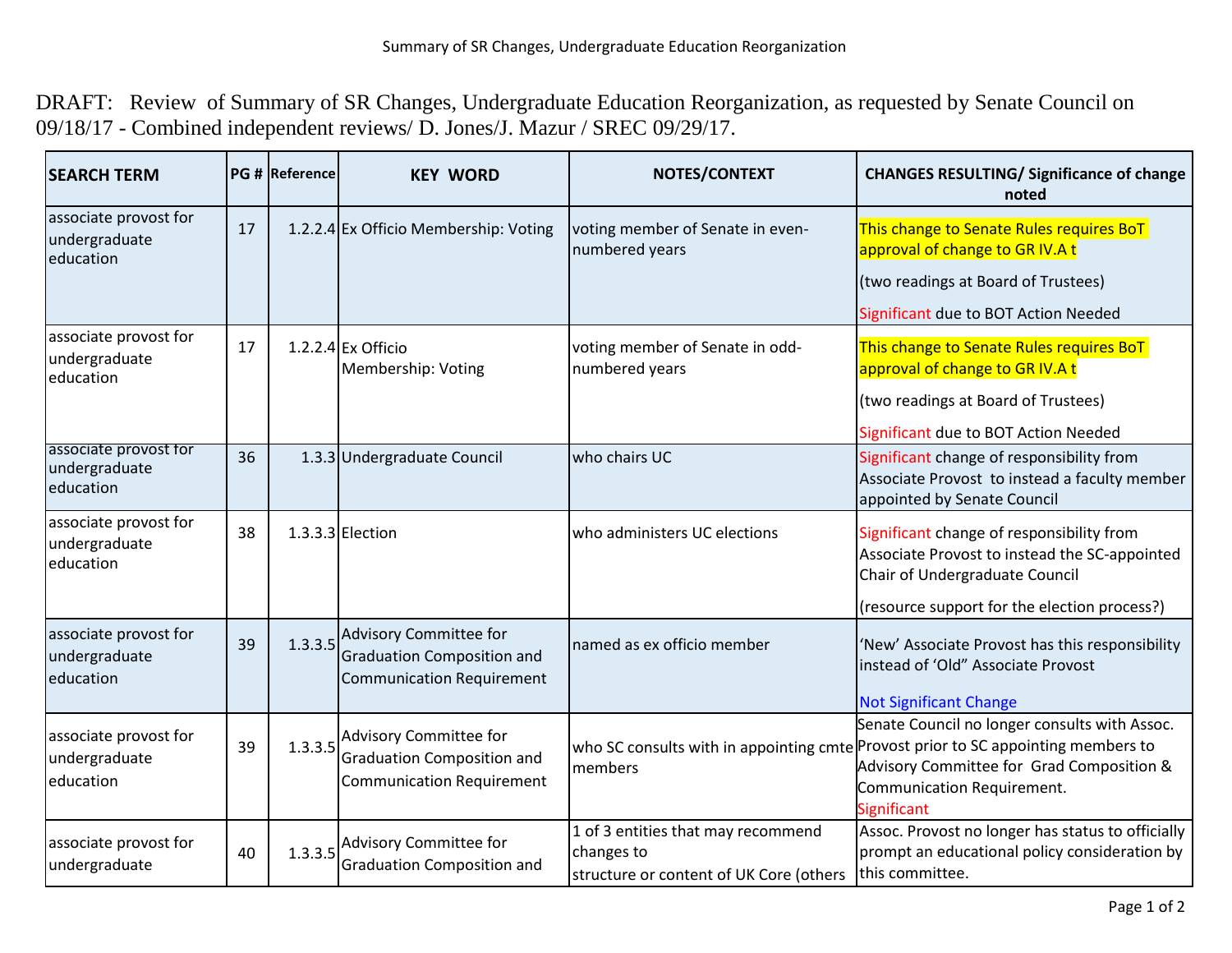DRAFT: Review of Summary of SR Changes, Undergraduate Education Reorganization, as requested by Senate Council on 09/18/17 - Combined independent reviews/ D. Jones/J. Mazur / SREC 09/29/17.

| SEARCH TERM | PG # | Reference | KEY WORD | NOTES/CONTEXT | CHANGES RESULTING/ Significance of change noted |
|---|---|---|---|---|---|
| associate provost for undergraduate education | 17 | 1.2.2.4 | Ex Officio Membership: Voting | voting member of Senate in even-numbered years | This change to Senate Rules requires BoT approval of change to GR IV.A t (two readings at Board of Trustees) Significant due to BOT Action Needed |
| associate provost for undergraduate education | 17 | 1.2.2.4 | Ex Officio Membership: Voting | voting member of Senate in odd-numbered years | This change to Senate Rules requires BoT approval of change to GR IV.A t (two readings at Board of Trustees) Significant due to BOT Action Needed |
| associate provost for undergraduate education | 36 | 1.3.3 | Undergraduate Council | who chairs UC | Significant change of responsibility from Associate Provost to instead a faculty member appointed by Senate Council |
| associate provost for undergraduate education | 38 | 1.3.3.3 | Election | who administers UC elections | Significant change of responsibility from Associate Provost to instead the SC-appointed Chair of Undergraduate Council (resource support for the election process?) |
| associate provost for undergraduate education | 39 | 1.3.3.5 | Advisory Committee for Graduation Composition and Communication Requirement | named as ex officio member | 'New' Associate Provost has this responsibility instead of 'Old" Associate Provost Not Significant Change |
| associate provost for undergraduate education | 39 | 1.3.3.5 | Advisory Committee for Graduation Composition and Communication Requirement | who SC consults with in appointing cmte members | Senate Council no longer consults with Assoc. Provost prior to SC appointing members to Advisory Committee for Grad Composition & Communication Requirement. Significant |
| associate provost for undergraduate | 40 | 1.3.3.5 | Advisory Committee for Graduation Composition and | 1 of 3 entities that may recommend changes to structure or content of UK Core (others | Assoc. Provost no longer has status to officially prompt an educational policy consideration by this committee. |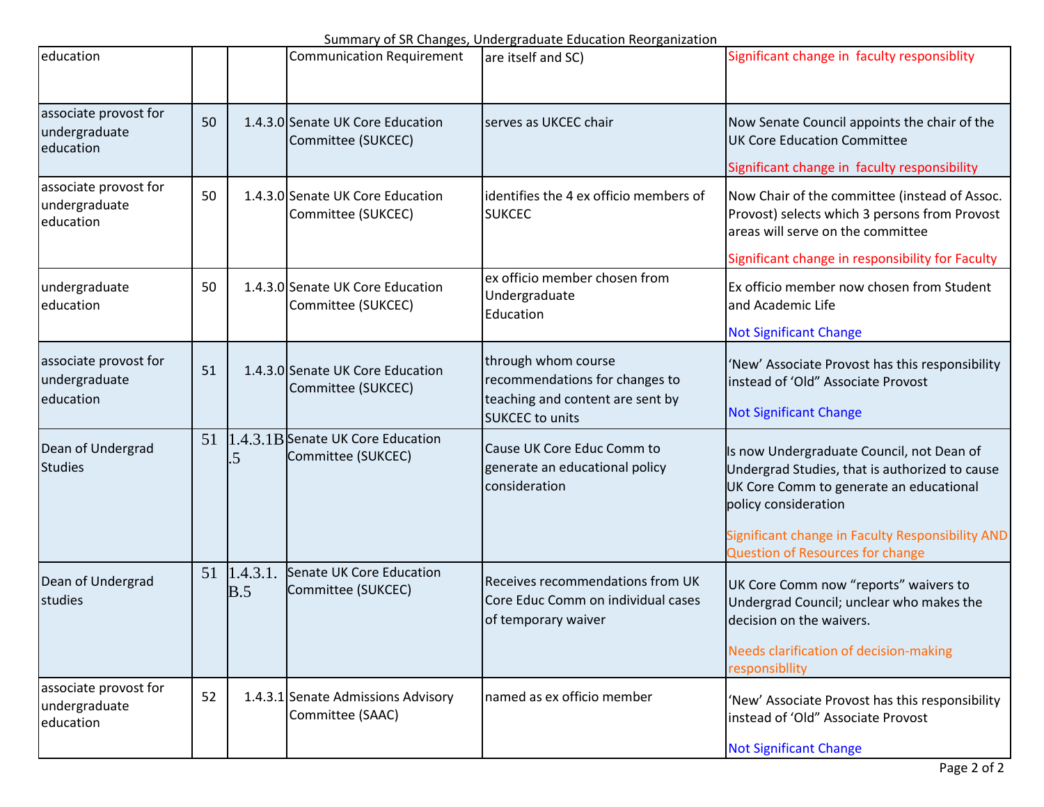| | | | | | |
|---|---|---|---|---|---|
| education | | | Communication Requirement | are itself and SC) | Significant change in faculty responsiblity |
| associate provost for undergraduate education | 50 | 1.4.3.0 | Senate UK Core Education Committee (SUKCEC) | serves as UKCEC chair | Now Senate Council appoints the chair of the UK Core Education Committee<br><br>Significant change in faculty responsibility |
| associate provost for undergraduate education | 50 | 1.4.3.0 | Senate UK Core Education Committee (SUKCEC) | identifies the 4 ex officio members of SUKCEC | Now Chair of the committee (instead of Assoc. Provost) selects which 3 persons from Provost areas will serve on the committee<br><br>Significant change in responsibility for Faculty |
| undergraduate education | 50 | 1.4.3.0 | Senate UK Core Education Committee (SUKCEC) | ex officio member chosen from Undergraduate Education | Ex officio member now chosen from Student and Academic Life<br><br>Not Significant Change |
| associate provost for undergraduate education | 51 | 1.4.3.0 | Senate UK Core Education Committee (SUKCEC) | through whom course recommendations for changes to teaching and content are sent by SUKCEC to units | 'New' Associate Provost has this responsibility instead of 'Old" Associate Provost<br><br>Not Significant Change |
| Dean of Undergrad Studies | 51 | 1.4.3.1B.5 | Senate UK Core Education Committee (SUKCEC) | Cause UK Core Educ Comm to generate an educational policy consideration | Is now Undergraduate Council, not Dean of Undergrad Studies, that is authorized to cause UK Core Comm to generate an educational policy consideration<br><br>Significant change in Faculty Responsibility AND Question of Resources for change |
| Dean of Undergrad studies | 51 | 1.4.3.1.B.5 | Senate UK Core Education Committee (SUKCEC) | Receives recommendations from UK Core Educ Comm on individual cases of temporary waiver | UK Core Comm now "reports" waivers to Undergrad Council; unclear who makes the decision on the waivers.<br><br>Needs clarification of decision-making responsibllity |
| associate provost for undergraduate education | 52 | 1.4.3.1 | Senate Admissions Advisory Committee (SAAC) | named as ex officio member | 'New' Associate Provost has this responsibility instead of 'Old" Associate Provost<br><br>Not Significant Change |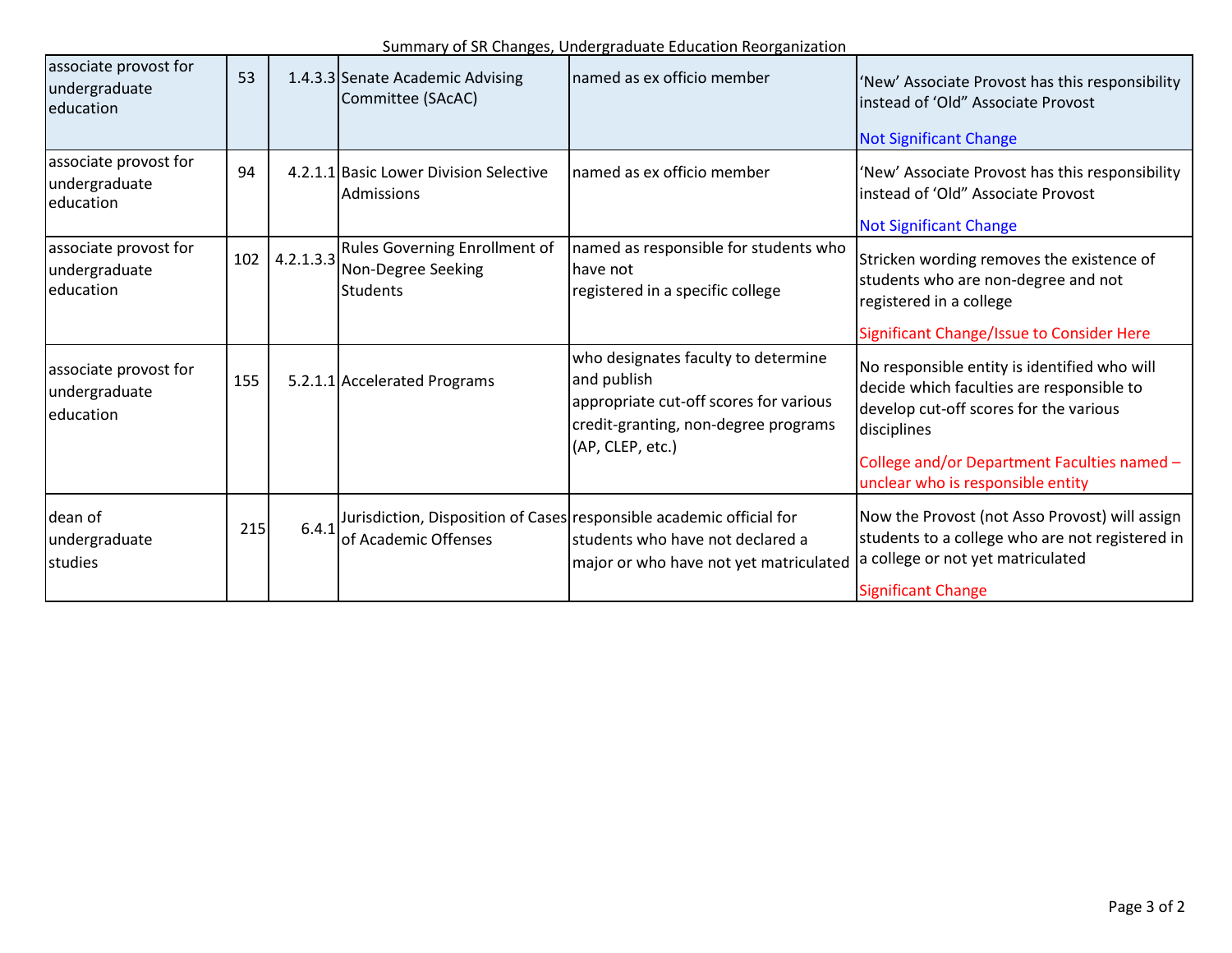Summary of SR Changes, Undergraduate Education Reorganization

| | | | | | |
|---|---|---|---|---|---|
| associate provost for undergraduate education | 53 | 1.4.3.3 | Senate Academic Advising Committee (SAcAC) | named as ex officio member | 'New' Associate Provost has this responsibility instead of 'Old" Associate Provost<br><br>Not Significant Change |
| associate provost for undergraduate education | 94 | 4.2.1.1 | Basic Lower Division Selective Admissions | named as ex officio member | 'New' Associate Provost has this responsibility instead of 'Old" Associate Provost<br><br>Not Significant Change |
| associate provost for undergraduate education | 102 | 4.2.1.3.3 | Rules Governing Enrollment of Non-Degree Seeking Students | named as responsible for students who have not registered in a specific college | Stricken wording removes the existence of students who are non-degree and not registered in a college<br><br>Significant Change/Issue to Consider Here |
| associate provost for undergraduate education | 155 | 5.2.1.1 | Accelerated Programs | who designates faculty to determine and publish appropriate cut-off scores for various credit-granting, non-degree programs (AP, CLEP, etc.) | No responsible entity is identified who will decide which faculties are responsible to develop cut-off scores for the various disciplines<br><br>College and/or Department Faculties named – unclear who is responsible entity |
| dean of undergraduate studies | 215 | 6.4.1 | Jurisdiction, Disposition of Cases of Academic Offenses | responsible academic official for students who have not declared a major or who have not yet matriculated | Now the Provost (not Asso Provost) will assign students to a college who are not registered in a college or not yet matriculated<br><br>Significant Change |